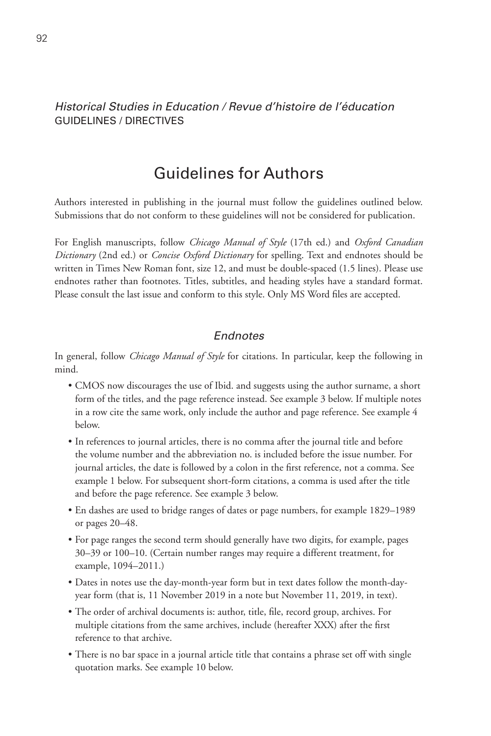*Historical Studies in Education / Revue d'histoire de l'éducation*
GUIDELINES / DIRECTIVES

# Guidelines for Authors

Authors interested in publishing in the journal must follow the guidelines outlined below. Submissions that do not conform to these guidelines will not be considered for publication.

For English manuscripts, follow *Chicago Manual of Style* (17th ed.) and *Oxford Canadian Dictionary* (2nd ed.) or *Concise Oxford Dictionary* for spelling. Text and endnotes should be written in Times New Roman font, size 12, and must be double-spaced (1.5 lines). Please use endnotes rather than footnotes. Titles, subtitles, and heading styles have a standard format. Please consult the last issue and conform to this style. Only MS Word files are accepted.

## *Endnotes*

In general, follow *Chicago Manual of Style* for citations. In particular, keep the following in mind.

- CMOS now discourages the use of Ibid. and suggests using the author surname, a short form of the titles, and the page reference instead. See example 3 below. If multiple notes in a row cite the same work, only include the author and page reference. See example 4 below.
- In references to journal articles, there is no comma after the journal title and before the volume number and the abbreviation no. is included before the issue number. For journal articles, the date is followed by a colon in the first reference, not a comma. See example 1 below. For subsequent short-form citations, a comma is used after the title and before the page reference. See example 3 below.
- En dashes are used to bridge ranges of dates or page numbers, for example 1829–1989 or pages 20–48.
- For page ranges the second term should generally have two digits, for example, pages 30–39 or 100–10. (Certain number ranges may require a different treatment, for example, 1094–2011.)
- Dates in notes use the day-month-year form but in text dates follow the month-day-year form (that is, 11 November 2019 in a note but November 11, 2019, in text).
- The order of archival documents is: author, title, file, record group, archives. For multiple citations from the same archives, include (hereafter XXX) after the first reference to that archive.
- There is no bar space in a journal article title that contains a phrase set off with single quotation marks. See example 10 below.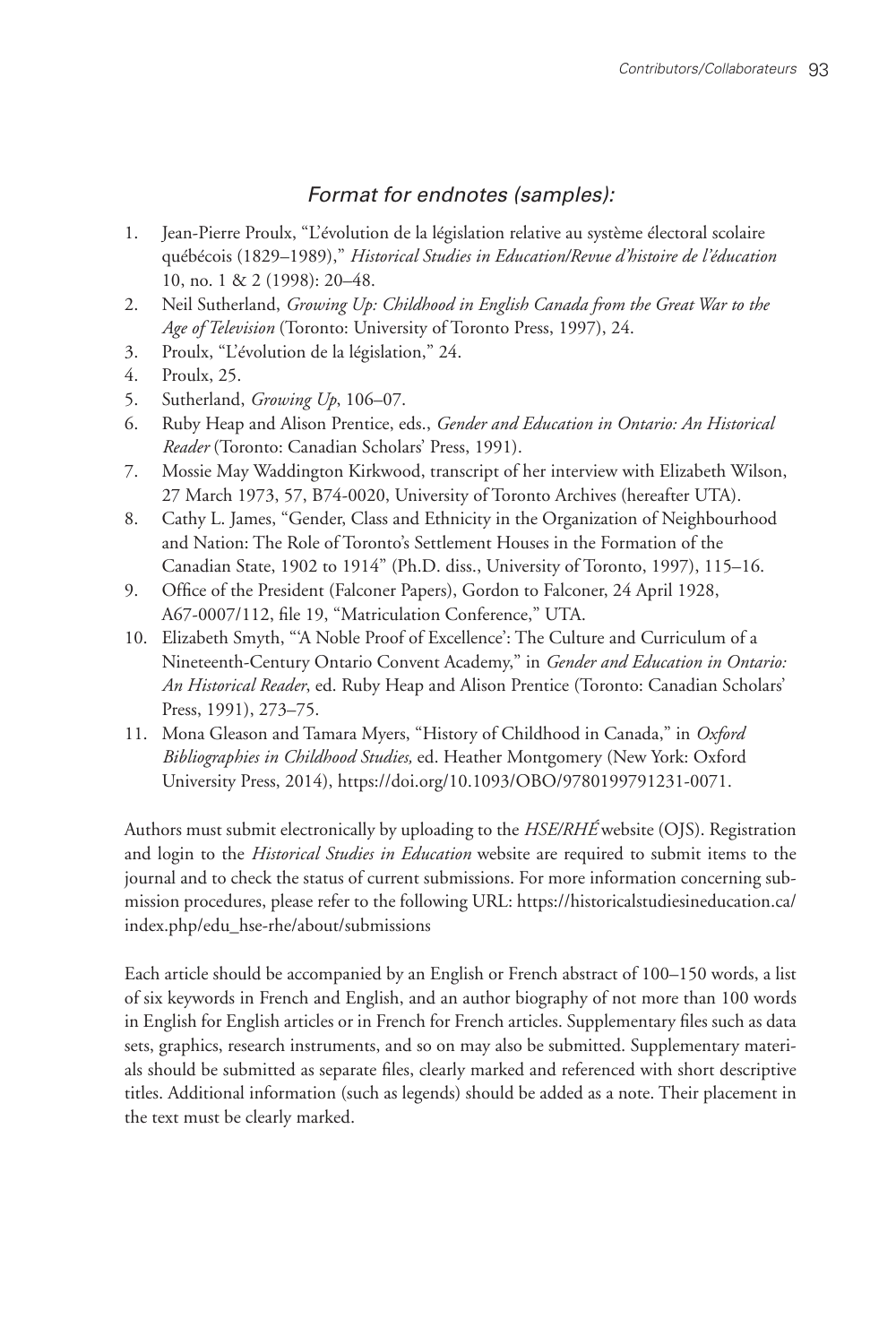### *Format for endnotes (samples):*

1. Jean-Pierre Proulx, "L'évolution de la législation relative au système électoral scolaire québécois (1829–1989)," *Historical Studies in Education/Revue d'histoire de l'éducation* 10, no. 1 & 2 (1998): 20–48.
2. Neil Sutherland, *Growing Up: Childhood in English Canada from the Great War to the Age of Television* (Toronto: University of Toronto Press, 1997), 24.
3. Proulx, "L'évolution de la législation," 24.
4. Proulx, 25.
5. Sutherland, *Growing Up*, 106–07.
6. Ruby Heap and Alison Prentice, eds., *Gender and Education in Ontario: An Historical Reader* (Toronto: Canadian Scholars' Press, 1991).
7. Mossie May Waddington Kirkwood, transcript of her interview with Elizabeth Wilson, 27 March 1973, 57, B74-0020, University of Toronto Archives (hereafter UTA).
8. Cathy L. James, "Gender, Class and Ethnicity in the Organization of Neighbourhood and Nation: The Role of Toronto's Settlement Houses in the Formation of the Canadian State, 1902 to 1914" (Ph.D. diss., University of Toronto, 1997), 115–16.
9. Office of the President (Falconer Papers), Gordon to Falconer, 24 April 1928, A67-0007/112, file 19, "Matriculation Conference," UTA.
10. Elizabeth Smyth, "'A Noble Proof of Excellence': The Culture and Curriculum of a Nineteenth-Century Ontario Convent Academy," in *Gender and Education in Ontario: An Historical Reader*, ed. Ruby Heap and Alison Prentice (Toronto: Canadian Scholars' Press, 1991), 273–75.
11. Mona Gleason and Tamara Myers, "History of Childhood in Canada," in *Oxford Bibliographies in Childhood Studies,* ed. Heather Montgomery (New York: Oxford University Press, 2014), https://doi.org/10.1093/OBO/9780199791231-0071.

Authors must submit electronically by uploading to the *HSE/RHÉ* website (OJS). Registration and login to the *Historical Studies in Education* website are required to submit items to the journal and to check the status of current submissions. For more information concerning submission procedures, please refer to the following URL: https://historicalstudiesineducation.ca/index.php/edu_hse-rhe/about/submissions

Each article should be accompanied by an English or French abstract of 100–150 words, a list of six keywords in French and English, and an author biography of not more than 100 words in English for English articles or in French for French articles. Supplementary files such as data sets, graphics, research instruments, and so on may also be submitted. Supplementary materials should be submitted as separate files, clearly marked and referenced with short descriptive titles. Additional information (such as legends) should be added as a note. Their placement in the text must be clearly marked.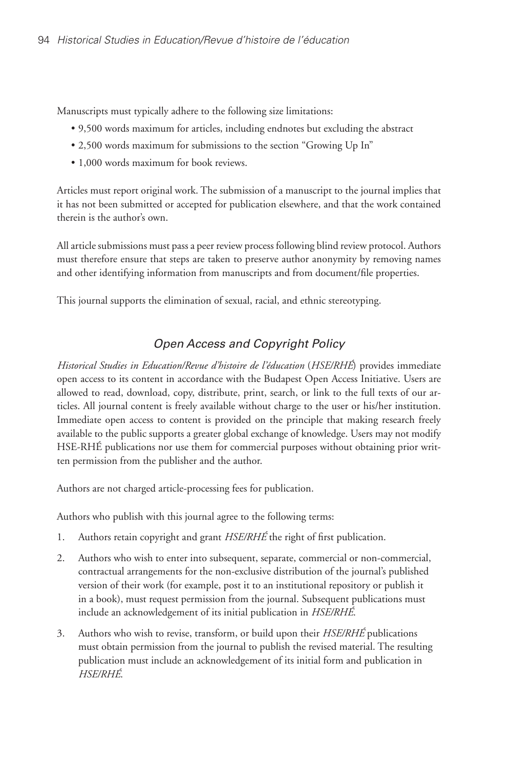Manuscripts must typically adhere to the following size limitations:

- 9,500 words maximum for articles, including endnotes but excluding the abstract
- 2,500 words maximum for submissions to the section "Growing Up In"
- 1,000 words maximum for book reviews.

Articles must report original work. The submission of a manuscript to the journal implies that it has not been submitted or accepted for publication elsewhere, and that the work contained therein is the author's own.

All article submissions must pass a peer review process following blind review protocol. Authors must therefore ensure that steps are taken to preserve author anonymity by removing names and other identifying information from manuscripts and from document/file properties.

This journal supports the elimination of sexual, racial, and ethnic stereotyping.

## *Open Access and Copyright Policy*

*Historical Studies in Education/Revue d'histoire de l'éducation* (*HSE/RHÉ*) provides immediate open access to its content in accordance with the Budapest Open Access Initiative. Users are allowed to read, download, copy, distribute, print, search, or link to the full texts of our articles. All journal content is freely available without charge to the user or his/her institution. Immediate open access to content is provided on the principle that making research freely available to the public supports a greater global exchange of knowledge. Users may not modify HSE-RHÉ publications nor use them for commercial purposes without obtaining prior written permission from the publisher and the author.

Authors are not charged article-processing fees for publication.

Authors who publish with this journal agree to the following terms:

1. Authors retain copyright and grant *HSE/RHÉ* the right of first publication.
2. Authors who wish to enter into subsequent, separate, commercial or non-commercial, contractual arrangements for the non-exclusive distribution of the journal's published version of their work (for example, post it to an institutional repository or publish it in a book), must request permission from the journal. Subsequent publications must include an acknowledgement of its initial publication in *HSE/RHÉ*.
3. Authors who wish to revise, transform, or build upon their *HSE/RHÉ* publications must obtain permission from the journal to publish the revised material. The resulting publication must include an acknowledgement of its initial form and publication in *HSE/RHÉ*.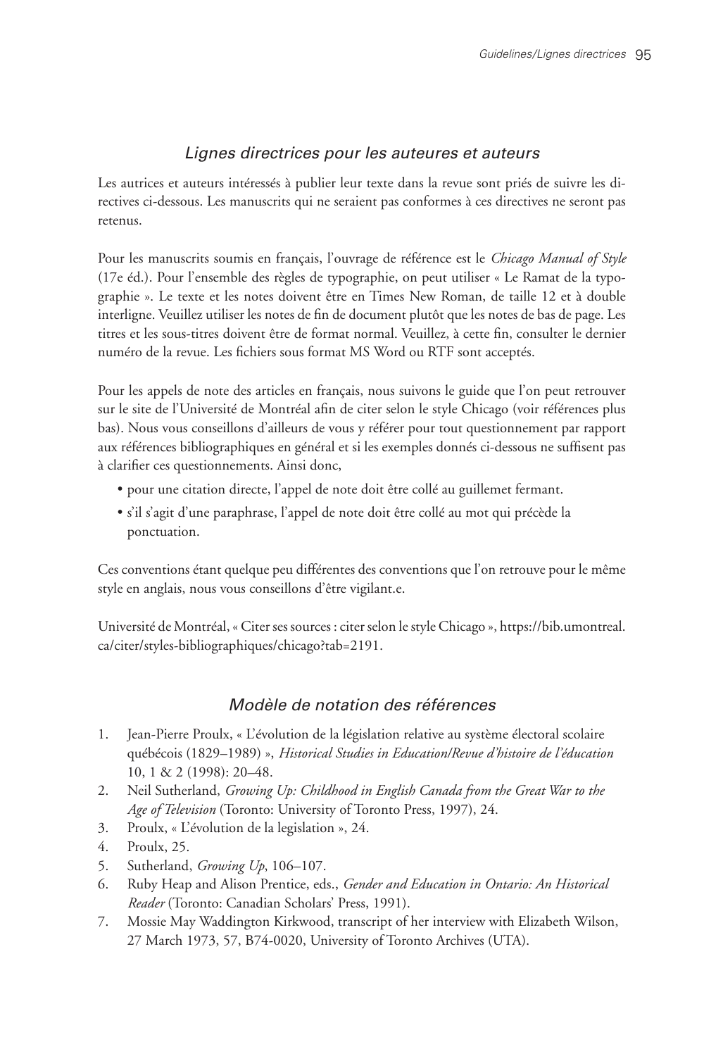## *Lignes directrices pour les auteures et auteurs*

Les autrices et auteurs intéressés à publier leur texte dans la revue sont priés de suivre les directives ci-dessous. Les manuscrits qui ne seraient pas conformes à ces directives ne seront pas retenus.

Pour les manuscrits soumis en français, l'ouvrage de référence est le *Chicago Manual of Style* (17e éd.). Pour l'ensemble des règles de typographie, on peut utiliser « Le Ramat de la typographie ». Le texte et les notes doivent être en Times New Roman, de taille 12 et à double interligne. Veuillez utiliser les notes de fin de document plutôt que les notes de bas de page. Les titres et les sous-titres doivent être de format normal. Veuillez, à cette fin, consulter le dernier numéro de la revue. Les fichiers sous format MS Word ou RTF sont acceptés.

Pour les appels de note des articles en français, nous suivons le guide que l'on peut retrouver sur le site de l'Université de Montréal afin de citer selon le style Chicago (voir références plus bas). Nous vous conseillons d'ailleurs de vous y référer pour tout questionnement par rapport aux références bibliographiques en général et si les exemples donnés ci-dessous ne suffisent pas à clarifier ces questionnements. Ainsi donc,

- pour une citation directe, l'appel de note doit être collé au guillemet fermant.
- s'il s'agit d'une paraphrase, l'appel de note doit être collé au mot qui précède la ponctuation.

Ces conventions étant quelque peu différentes des conventions que l'on retrouve pour le même style en anglais, nous vous conseillons d'être vigilant.e.

Université de Montréal, « Citer ses sources : citer selon le style Chicago », https://bib.umontreal.ca/citer/styles-bibliographiques/chicago?tab=2191.

## *Modèle de notation des références*

1. Jean-Pierre Proulx, « L'évolution de la législation relative au système électoral scolaire québécois (1829–1989) », *Historical Studies in Education/Revue d'histoire de l'éducation* 10, 1 & 2 (1998): 20–48.
2. Neil Sutherland, *Growing Up: Childhood in English Canada from the Great War to the Age of Television* (Toronto: University of Toronto Press, 1997), 24.
3. Proulx, « L'évolution de la legislation », 24.
4. Proulx, 25.
5. Sutherland, *Growing Up*, 106–107.
6. Ruby Heap and Alison Prentice, eds., *Gender and Education in Ontario: An Historical Reader* (Toronto: Canadian Scholars' Press, 1991).
7. Mossie May Waddington Kirkwood, transcript of her interview with Elizabeth Wilson, 27 March 1973, 57, B74-0020, University of Toronto Archives (UTA).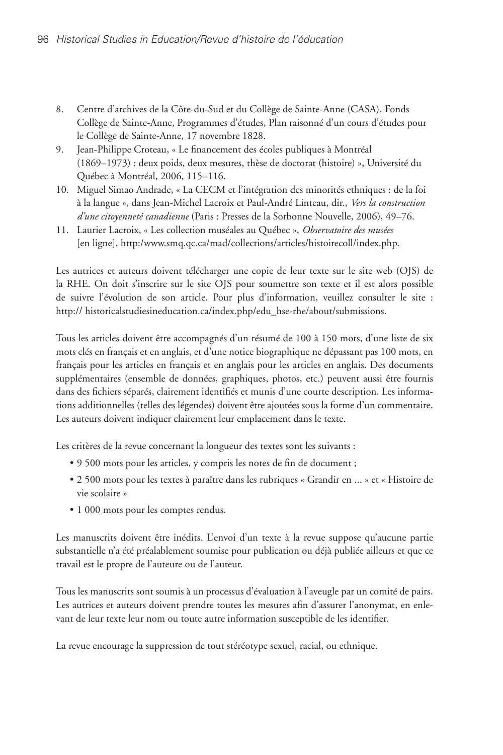8. Centre d'archives de la Côte-du-Sud et du Collège de Sainte-Anne (CASA), Fonds Collège de Sainte-Anne, Programmes d'études, Plan raisonné d'un cours d'études pour le Collège de Sainte-Anne, 17 novembre 1828.
9. Jean-Philippe Croteau, « Le financement des écoles publiques à Montréal (1869–1973) : deux poids, deux mesures, thèse de doctorat (histoire) », Université du Québec à Montréal, 2006, 115–116.
10. Miguel Simao Andrade, « La CECM et l'intégration des minorités ethniques : de la foi à la langue », dans Jean-Michel Lacroix et Paul-André Linteau, dir., *Vers la construction d'une citoyenneté canadienne* (Paris : Presses de la Sorbonne Nouvelle, 2006), 49–76.
11. Laurier Lacroix, « Les collection muséales au Québec », *Observatoire des musées* [en ligne], http:/www.smq.qc.ca/mad/collections/articles/histoirecoll/index.php.

Les autrices et auteurs doivent télécharger une copie de leur texte sur le site web (OJS) de la RHE. On doit s'inscrire sur le site OJS pour soumettre son texte et il est alors possible de suivre l'évolution de son article. Pour plus d'information, veuillez consulter le site : http:// historicalstudiesineducation.ca/index.php/edu_hse-rhe/about/submissions.

Tous les articles doivent être accompagnés d'un résumé de 100 à 150 mots, d'une liste de six mots clés en français et en anglais, et d'une notice biographique ne dépassant pas 100 mots, en français pour les articles en français et en anglais pour les articles en anglais. Des documents supplémentaires (ensemble de données, graphiques, photos, etc.) peuvent aussi être fournis dans des fichiers séparés, clairement identifiés et munis d'une courte description. Les informations additionnelles (telles des légendes) doivent être ajoutées sous la forme d'un commentaire. Les auteurs doivent indiquer clairement leur emplacement dans le texte.

Les critères de la revue concernant la longueur des textes sont les suivants :

- 9 500 mots pour les articles, y compris les notes de fin de document ;
- 2 500 mots pour les textes à paraître dans les rubriques « Grandir en ... » et « Histoire de vie scolaire »
- 1 000 mots pour les comptes rendus.

Les manuscrits doivent être inédits. L'envoi d'un texte à la revue suppose qu'aucune partie substantielle n'a été préalablement soumise pour publication ou déjà publiée ailleurs et que ce travail est le propre de l'auteure ou de l'auteur.

Tous les manuscrits sont soumis à un processus d'évaluation à l'aveugle par un comité de pairs. Les autrices et auteurs doivent prendre toutes les mesures afin d'assurer l'anonymat, en enlevant de leur texte leur nom ou toute autre information susceptible de les identifier.

La revue encourage la suppression de tout stéréotype sexuel, racial, ou ethnique.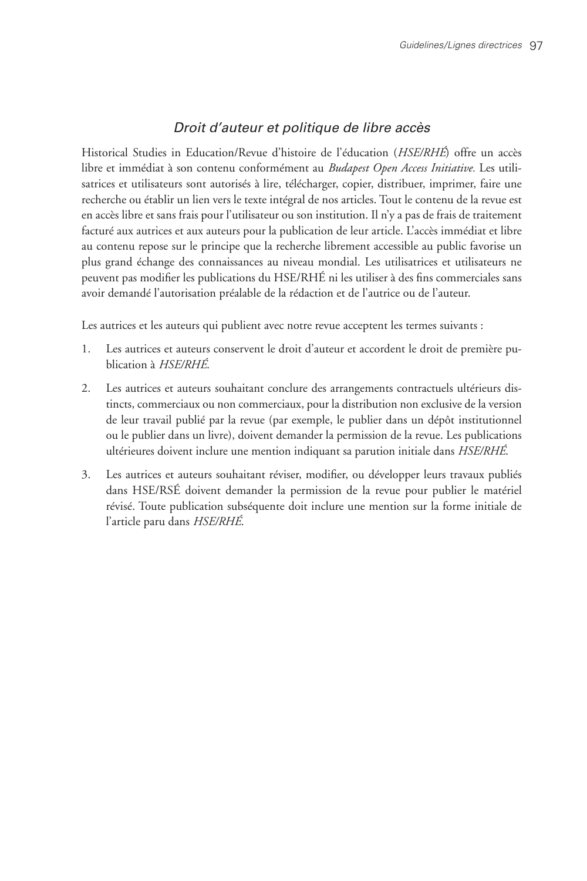## *Droit d'auteur et politique de libre accès*

Historical Studies in Education/Revue d'histoire de l'éducation (*HSE/RHÉ*) offre un accès libre et immédiat à son contenu conformément au *Budapest Open Access Initiative.* Les utilisatrices et utilisateurs sont autorisés à lire, télécharger, copier, distribuer, imprimer, faire une recherche ou établir un lien vers le texte intégral de nos articles. Tout le contenu de la revue est en accès libre et sans frais pour l'utilisateur ou son institution. Il n'y a pas de frais de traitement facturé aux autrices et aux auteurs pour la publication de leur article. L'accès immédiat et libre au contenu repose sur le principe que la recherche librement accessible au public favorise un plus grand échange des connaissances au niveau mondial. Les utilisatrices et utilisateurs ne peuvent pas modifier les publications du HSE/RHÉ ni les utiliser à des fins commerciales sans avoir demandé l'autorisation préalable de la rédaction et de l'autrice ou de l'auteur.

Les autrices et les auteurs qui publient avec notre revue acceptent les termes suivants :

1. Les autrices et auteurs conservent le droit d'auteur et accordent le droit de première publication à *HSE/RHÉ*.
2. Les autrices et auteurs souhaitant conclure des arrangements contractuels ultérieurs distincts, commerciaux ou non commerciaux, pour la distribution non exclusive de la version de leur travail publié par la revue (par exemple, le publier dans un dépôt institutionnel ou le publier dans un livre), doivent demander la permission de la revue. Les publications ultérieures doivent inclure une mention indiquant sa parution initiale dans *HSE/RHÉ*.
3. Les autrices et auteurs souhaitant réviser, modifier, ou développer leurs travaux publiés dans HSE/RSÉ doivent demander la permission de la revue pour publier le matériel révisé. Toute publication subséquente doit inclure une mention sur la forme initiale de l'article paru dans *HSE/RHÉ*.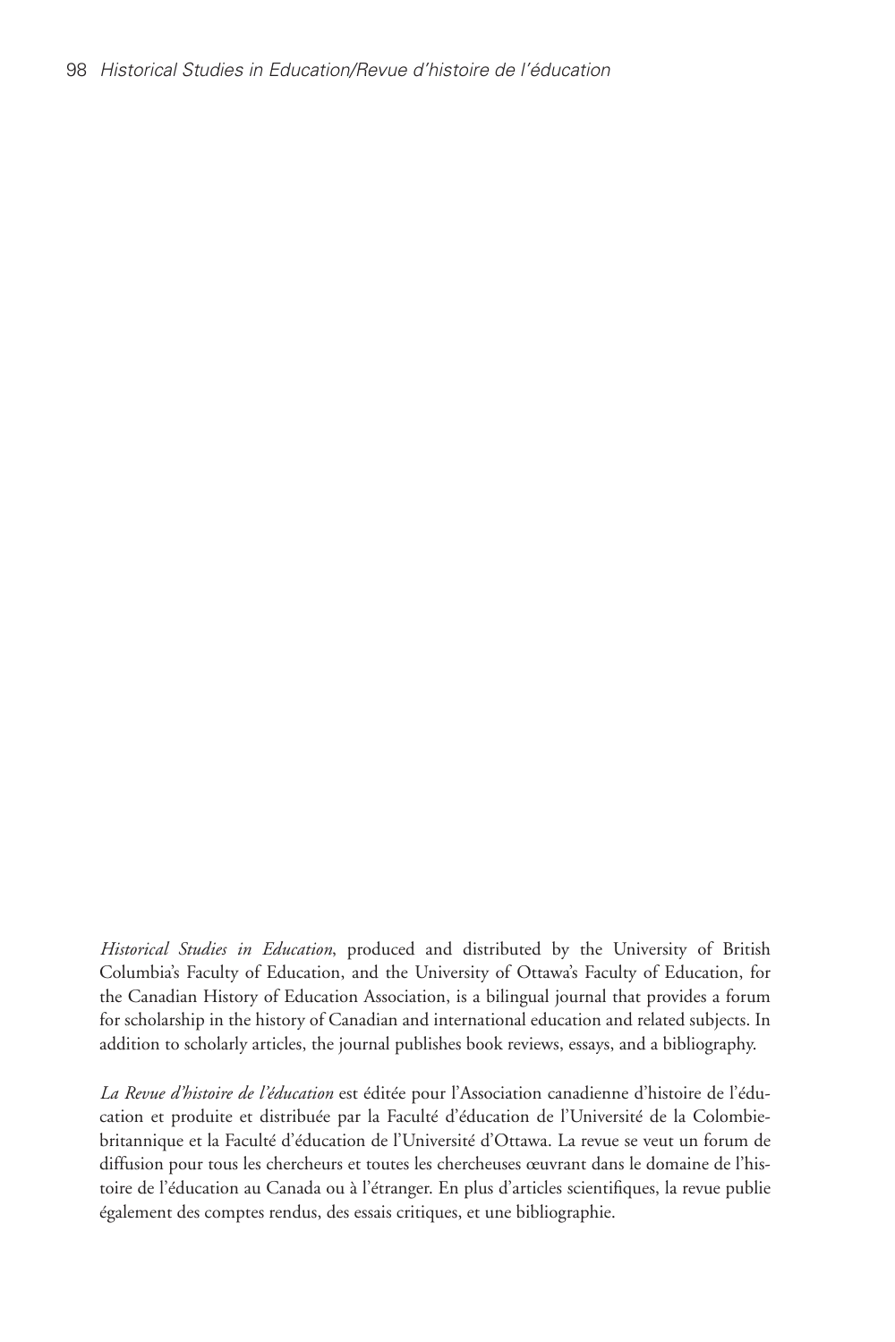*Historical Studies in Education*, produced and distributed by the University of British Columbia's Faculty of Education, and the University of Ottawa's Faculty of Education, for the Canadian History of Education Association, is a bilingual journal that provides a forum for scholarship in the history of Canadian and international education and related subjects. In addition to scholarly articles, the journal publishes book reviews, essays, and a bibliography.

*La Revue d'histoire de l'éducation* est éditée pour l'Association canadienne d'histoire de l'éducation et produite et distribuée par la Faculté d'éducation de l'Université de la Colombie-britannique et la Faculté d'éducation de l'Université d'Ottawa. La revue se veut un forum de diffusion pour tous les chercheurs et toutes les chercheuses œuvrant dans le domaine de l'histoire de l'éducation au Canada ou à l'étranger. En plus d'articles scientifiques, la revue publie également des comptes rendus, des essais critiques, et une bibliographie.